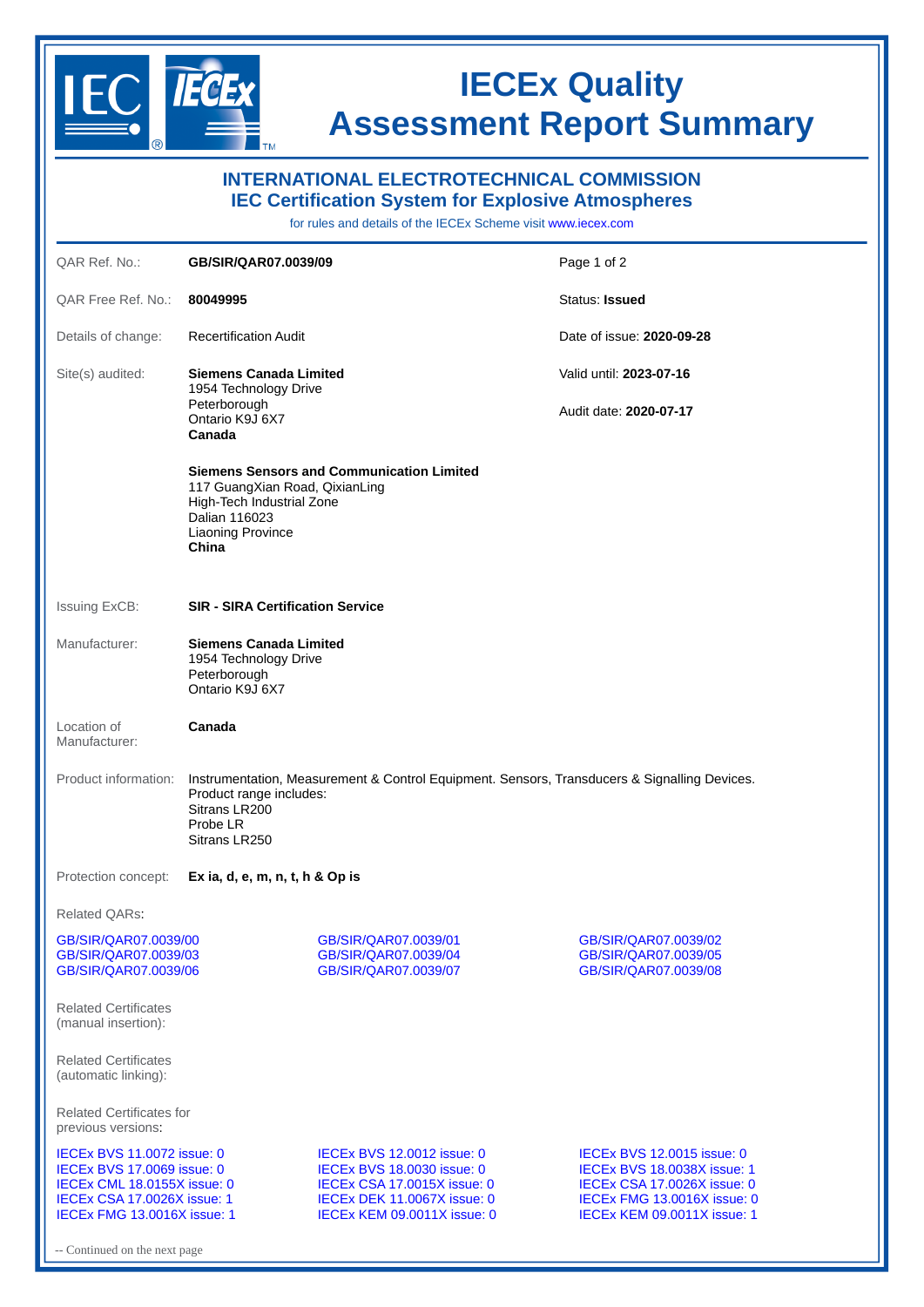# IECEx Quality Assessment Report Summary

## INTERNATIONAL ELECTROTECHNICAL COMMISSION
## IEC Certification System for Explosive Atmospheres

for rules and details of the IECEx Scheme visit www.iecex.com

| | | |
|---|---|---|
| QAR Ref. No.: | **GB/SIR/QAR07.0039/09** | Page 1 of 2 |
| QAR Free Ref. No.: | **80049995** | Status: **Issued** |
| Details of change: | Recertification Audit | Date of issue: **2020-09-28** |
| Site(s) audited: | **Siemens Canada Limited**<br>1954 Technology Drive<br>Peterborough<br>Ontario K9J 6X7<br>**Canada**<br><br>**Siemens Sensors and Communication Limited**<br>117 GuangXian Road, QixianLing<br>High-Tech Industrial Zone<br>Dalian 116023<br>Liaoning Province<br>**China** | Valid until: **2023-07-16**<br><br>Audit date: **2020-07-17** |
| Issuing ExCB: | **SIR - SIRA Certification Service** | |
| Manufacturer: | **Siemens Canada Limited**<br>1954 Technology Drive<br>Peterborough<br>Ontario K9J 6X7 | |
| Location of Manufacturer: | **Canada** | |
| Product information: | Instrumentation, Measurement & Control Equipment. Sensors, Transducers & Signalling Devices.<br>Product range includes:<br>Sitrans LR200<br>Probe LR<br>Sitrans LR250 | |
| Protection concept: | **Ex ia, d, e, m, n, t, h & Op is** | |

Related QARs:

| | | |
|---|---|---|
| GB/SIR/QAR07.0039/00 | GB/SIR/QAR07.0039/01 | GB/SIR/QAR07.0039/02 |
| GB/SIR/QAR07.0039/03 | GB/SIR/QAR07.0039/04 | GB/SIR/QAR07.0039/05 |
| GB/SIR/QAR07.0039/06 | GB/SIR/QAR07.0039/07 | GB/SIR/QAR07.0039/08 |

Related Certificates (manual insertion):

Related Certificates (automatic linking):

Related Certificates for previous versions:

| | | |
|---|---|---|
| IECEx BVS 11.0072 issue: 0 | IECEx BVS 12.0012 issue: 0 | IECEx BVS 12.0015 issue: 0 |
| IECEx BVS 17.0069 issue: 0 | IECEx BVS 18.0030 issue: 0 | IECEx BVS 18.0038X issue: 1 |
| IECEx CML 18.0155X issue: 0 | IECEx CSA 17.0015X issue: 0 | IECEx CSA 17.0026X issue: 0 |
| IECEx CSA 17.0026X issue: 1 | IECEx DEK 11.0067X issue: 0 | IECEx FMG 13.0016X issue: 0 |
| IECEx FMG 13.0016X issue: 1 | IECEx KEM 09.0011X issue: 0 | IECEx KEM 09.0011X issue: 1 |

-- Continued on the next page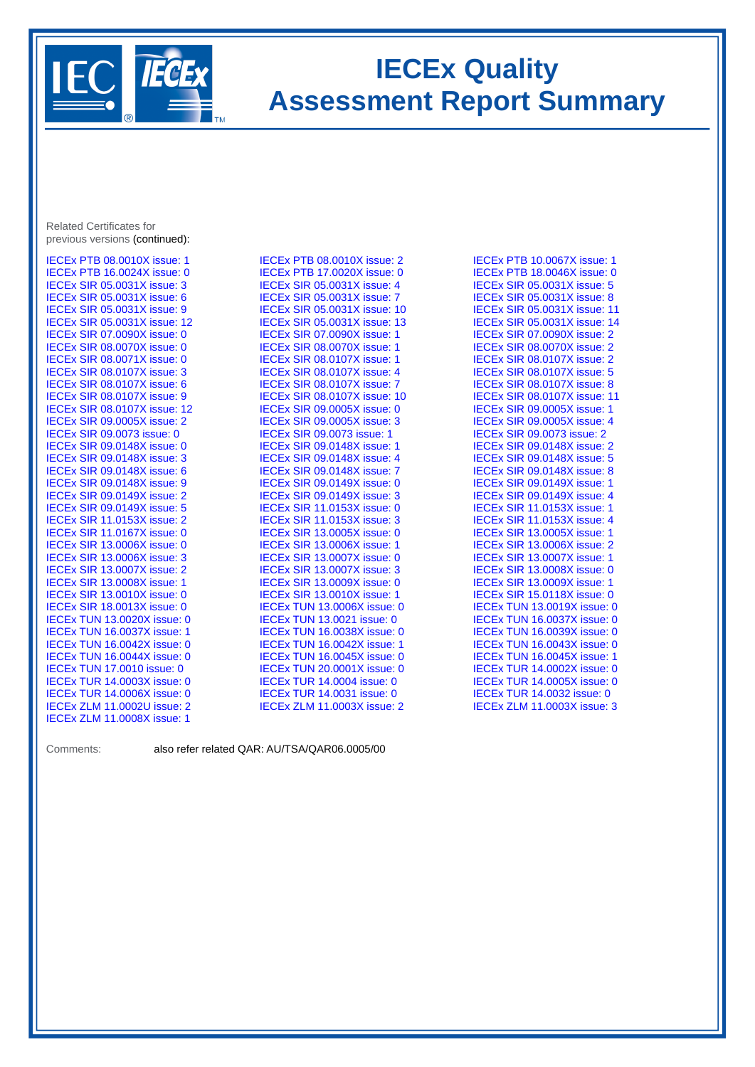# IECEx Quality Assessment Report Summary

Related Certificates for previous versions (continued):

- IECEx PTB 08.0010X issue: 1
- IECEx PTB 08.0010X issue: 2
- IECEx PTB 10.0067X issue: 1
- IECEx PTB 16.0024X issue: 0
- IECEx PTB 17.0020X issue: 0
- IECEx PTB 18.0046X issue: 0
- IECEx SIR 05.0031X issue: 3
- IECEx SIR 05.0031X issue: 4
- IECEx SIR 05.0031X issue: 5
- IECEx SIR 05.0031X issue: 6
- IECEx SIR 05.0031X issue: 7
- IECEx SIR 05.0031X issue: 8
- IECEx SIR 05.0031X issue: 9
- IECEx SIR 05.0031X issue: 10
- IECEx SIR 05.0031X issue: 11
- IECEx SIR 05.0031X issue: 12
- IECEx SIR 05.0031X issue: 13
- IECEx SIR 05.0031X issue: 14
- IECEx SIR 07.0090X issue: 0
- IECEx SIR 07.0090X issue: 1
- IECEx SIR 07.0090X issue: 2
- IECEx SIR 08.0070X issue: 0
- IECEx SIR 08.0070X issue: 1
- IECEx SIR 08.0070X issue: 2
- IECEx SIR 08.0071X issue: 0
- IECEx SIR 08.0107X issue: 1
- IECEx SIR 08.0107X issue: 2
- IECEx SIR 08.0107X issue: 3
- IECEx SIR 08.0107X issue: 4
- IECEx SIR 08.0107X issue: 5
- IECEx SIR 08.0107X issue: 6
- IECEx SIR 08.0107X issue: 7
- IECEx SIR 08.0107X issue: 8
- IECEx SIR 08.0107X issue: 9
- IECEx SIR 08.0107X issue: 10
- IECEx SIR 08.0107X issue: 11
- IECEx SIR 08.0107X issue: 12
- IECEx SIR 09.0005X issue: 0
- IECEx SIR 09.0005X issue: 1
- IECEx SIR 09.0005X issue: 2
- IECEx SIR 09.0005X issue: 3
- IECEx SIR 09.0005X issue: 4
- IECEx SIR 09.0073 issue: 0
- IECEx SIR 09.0073 issue: 1
- IECEx SIR 09.0073 issue: 2
- IECEx SIR 09.0148X issue: 0
- IECEx SIR 09.0148X issue: 1
- IECEx SIR 09.0148X issue: 2
- IECEx SIR 09.0148X issue: 3
- IECEx SIR 09.0148X issue: 4
- IECEx SIR 09.0148X issue: 5
- IECEx SIR 09.0148X issue: 6
- IECEx SIR 09.0148X issue: 7
- IECEx SIR 09.0148X issue: 8
- IECEx SIR 09.0148X issue: 9
- IECEx SIR 09.0149X issue: 0
- IECEx SIR 09.0149X issue: 1
- IECEx SIR 09.0149X issue: 2
- IECEx SIR 09.0149X issue: 3
- IECEx SIR 09.0149X issue: 4
- IECEx SIR 09.0149X issue: 5
- IECEx SIR 11.0153X issue: 0
- IECEx SIR 11.0153X issue: 1
- IECEx SIR 11.0153X issue: 2
- IECEx SIR 11.0153X issue: 3
- IECEx SIR 11.0153X issue: 4
- IECEx SIR 11.0167X issue: 0
- IECEx SIR 13.0005X issue: 0
- IECEx SIR 13.0005X issue: 1
- IECEx SIR 13.0006X issue: 0
- IECEx SIR 13.0006X issue: 1
- IECEx SIR 13.0006X issue: 2
- IECEx SIR 13.0006X issue: 3
- IECEx SIR 13.0007X issue: 0
- IECEx SIR 13.0007X issue: 1
- IECEx SIR 13.0007X issue: 2
- IECEx SIR 13.0007X issue: 3
- IECEx SIR 13.0008X issue: 0
- IECEx SIR 13.0008X issue: 1
- IECEx SIR 13.0009X issue: 0
- IECEx SIR 13.0009X issue: 1
- IECEx SIR 13.0010X issue: 0
- IECEx SIR 13.0010X issue: 1
- IECEx SIR 15.0118X issue: 0
- IECEx SIR 18.0013X issue: 0
- IECEx TUN 13.0006X issue: 0
- IECEx TUN 13.0019X issue: 0
- IECEx TUN 13.0020X issue: 0
- IECEx TUN 13.0021 issue: 0
- IECEx TUN 16.0037X issue: 0
- IECEx TUN 16.0037X issue: 1
- IECEx TUN 16.0038X issue: 0
- IECEx TUN 16.0039X issue: 0
- IECEx TUN 16.0042X issue: 0
- IECEx TUN 16.0042X issue: 1
- IECEx TUN 16.0043X issue: 0
- IECEx TUN 16.0044X issue: 0
- IECEx TUN 16.0045X issue: 0
- IECEx TUN 16.0045X issue: 1
- IECEx TUN 17.0010 issue: 0
- IECEx TUN 20.0001X issue: 0
- IECEx TUR 14.0002X issue: 0
- IECEx TUR 14.0003X issue: 0
- IECEx TUR 14.0004 issue: 0
- IECEx TUR 14.0005X issue: 0
- IECEx TUR 14.0006X issue: 0
- IECEx TUR 14.0031 issue: 0
- IECEx TUR 14.0032 issue: 0
- IECEx ZLM 11.0002U issue: 2
- IECEx ZLM 11.0003X issue: 2
- IECEx ZLM 11.0003X issue: 3
- IECEx ZLM 11.0008X issue: 1

Comments: also refer related QAR: AU/TSA/QAR06.0005/00